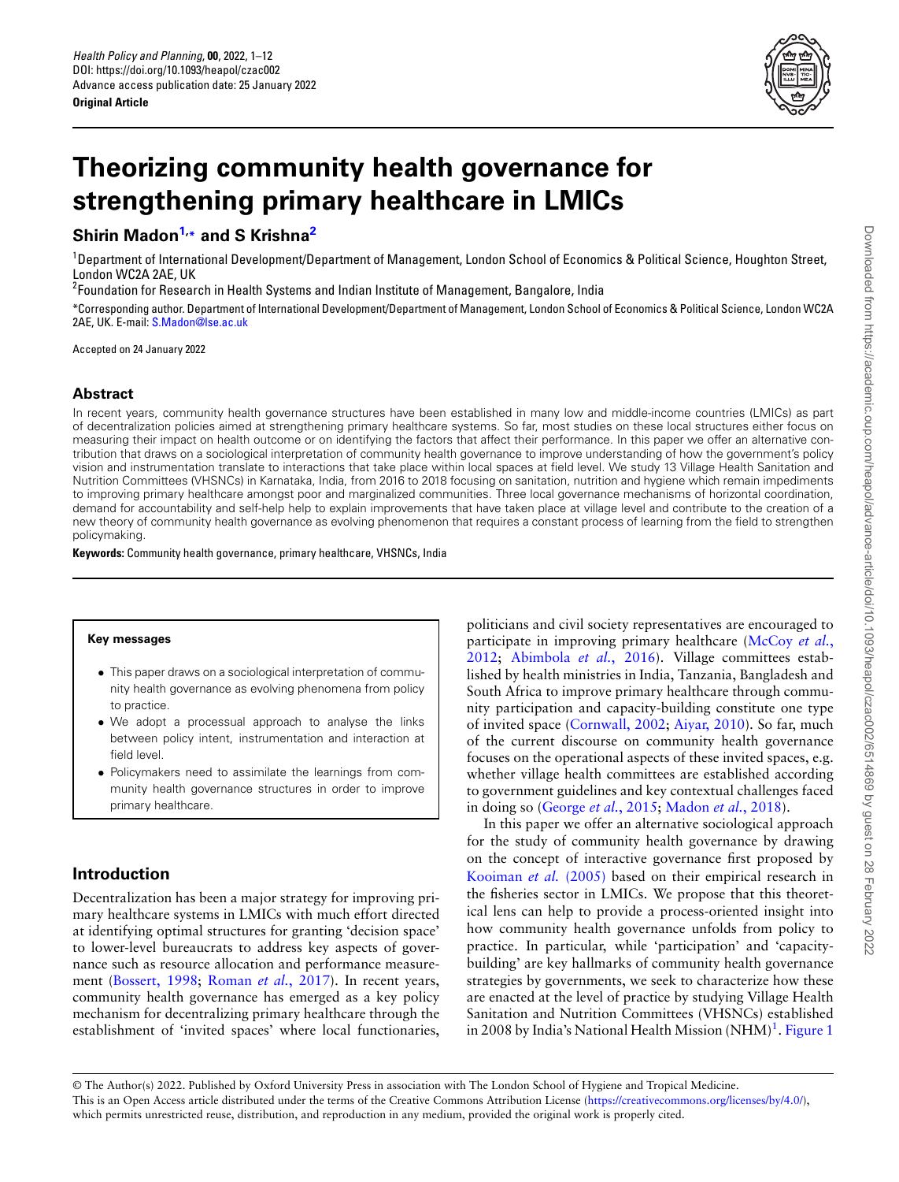Original Article

# Theorizing community health governance for strengthening primary healthcare in LMICs

**Shirin Madon[1,*] and S Krishna[2]**

[1]Department of International Development/Department of Management, London School of Economics & Political Science, Houghton Street, London WC2A 2AE, UK

[2]Foundation for Research in Health Systems and Indian Institute of Management, Bangalore, India

*Corresponding author. Department of International Development/Department of Management, London School of Economics & Political Science, London WC2A 2AE, UK. E-mail: S.Madon@lse.ac.uk

Accepted on 24 January 2022

## Abstract

In recent years, community health governance structures have been established in many low and middle-income countries (LMICs) as part of decentralization policies aimed at strengthening primary healthcare systems. So far, most studies on these local structures either focus on measuring their impact on health outcome or on identifying the factors that affect their performance. In this paper we offer an alternative contribution that draws on a sociological interpretation of community health governance to improve understanding of how the government's policy vision and instrumentation translate to interactions that take place within local spaces at field level. We study 13 Village Health Sanitation and Nutrition Committees (VHSNCs) in Karnataka, India, from 2016 to 2018 focusing on sanitation, nutrition and hygiene which remain impediments to improving primary healthcare amongst poor and marginalized communities. Three local governance mechanisms of horizontal coordination, demand for accountability and self-help help to explain improvements that have taken place at village level and contribute to the creation of a new theory of community health governance as evolving phenomenon that requires a constant process of learning from the field to strengthen policymaking.

**Keywords:** Community health governance, primary healthcare, VHSNCs, India

> **Key messages**
>
> - This paper draws on a sociological interpretation of community health governance as evolving phenomena from policy to practice.
> - We adopt a processual approach to analyse the links between policy intent, instrumentation and interaction at field level.
> - Policymakers need to assimilate the learnings from community health governance structures in order to improve primary healthcare.

## Introduction

Decentralization has been a major strategy for improving primary healthcare systems in LMICs with much effort directed at identifying optimal structures for granting 'decision space' to lower-level bureaucrats to address key aspects of governance such as resource allocation and performance measurement (Bossert, 1998; Roman *et al.*, 2017). In recent years, community health governance has emerged as a key policy mechanism for decentralizing primary healthcare through the establishment of 'invited spaces' where local functionaries, politicians and civil society representatives are encouraged to participate in improving primary healthcare (McCoy *et al.*, 2012; Abimbola *et al.*, 2016). Village committees established by health ministries in India, Tanzania, Bangladesh and South Africa to improve primary healthcare through community participation and capacity-building constitute one type of invited space (Cornwall, 2002; Aiyar, 2010). So far, much of the current discourse on community health governance focuses on the operational aspects of these invited spaces, e.g. whether village health committees are established according to government guidelines and key contextual challenges faced in doing so (George *et al.*, 2015; Madon *et al.*, 2018).

In this paper we offer an alternative sociological approach for the study of community health governance by drawing on the concept of interactive governance first proposed by Kooiman *et al.* (2005) based on their empirical research in the fisheries sector in LMICs. We propose that this theoretical lens can help to provide a process-oriented insight into how community health governance unfolds from policy to practice. In particular, while 'participation' and 'capacity-building' are key hallmarks of community health governance strategies by governments, we seek to characterize how these are enacted at the level of practice by studying Village Health Sanitation and Nutrition Committees (VHSNCs) established in 2008 by India's National Health Mission (NHM)[1]. Figure 1

© The Author(s) 2022. Published by Oxford University Press in association with The London School of Hygiene and Tropical Medicine.
This is an Open Access article distributed under the terms of the Creative Commons Attribution License (https://creativecommons.org/licenses/by/4.0/), which permits unrestricted reuse, distribution, and reproduction in any medium, provided the original work is properly cited.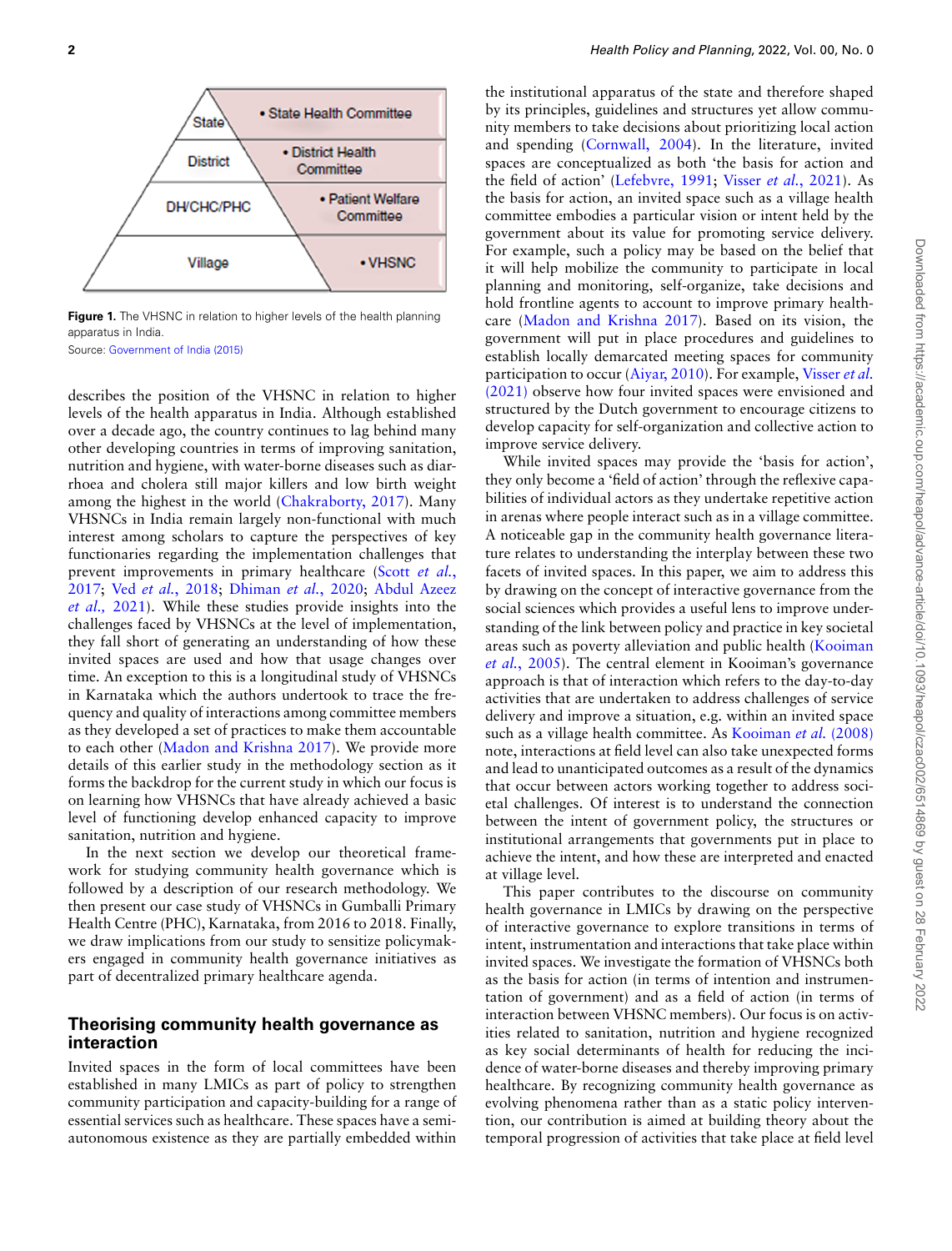**Figure 1.** The VHSNC in relation to higher levels of the health planning apparatus in India.
Source: Government of India (2015)

describes the position of the VHSNC in relation to higher levels of the health apparatus in India. Although established over a decade ago, the country continues to lag behind many other developing countries in terms of improving sanitation, nutrition and hygiene, with water-borne diseases such as diarrhoea and cholera still major killers and low birth weight among the highest in the world (Chakraborty, 2017). Many VHSNCs in India remain largely non-functional with much interest among scholars to capture the perspectives of key functionaries regarding the implementation challenges that prevent improvements in primary healthcare (Scott *et al.*, 2017; Ved *et al.*, 2018; Dhiman *et al.*, 2020; Abdul Azeez *et al.*, 2021). While these studies provide insights into the challenges faced by VHSNCs at the level of implementation, they fall short of generating an understanding of how these invited spaces are used and how that usage changes over time. An exception to this is a longitudinal study of VHSNCs in Karnataka which the authors undertook to trace the frequency and quality of interactions among committee members as they developed a set of practices to make them accountable to each other (Madon and Krishna 2017). We provide more details of this earlier study in the methodology section as it forms the backdrop for the current study in which our focus is on learning how VHSNCs that have already achieved a basic level of functioning develop enhanced capacity to improve sanitation, nutrition and hygiene.

In the next section we develop our theoretical framework for studying community health governance which is followed by a description of our research methodology. We then present our case study of VHSNCs in Gumballi Primary Health Centre (PHC), Karnataka, from 2016 to 2018. Finally, we draw implications from our study to sensitize policymakers engaged in community health governance initiatives as part of decentralized primary healthcare agenda.

## Theorising community health governance as interaction

Invited spaces in the form of local committees have been established in many LMICs as part of policy to strengthen community participation and capacity-building for a range of essential services such as healthcare. These spaces have a semi-autonomous existence as they are partially embedded within the institutional apparatus of the state and therefore shaped by its principles, guidelines and structures yet allow community members to take decisions about prioritizing local action and spending (Cornwall, 2004). In the literature, invited spaces are conceptualized as both 'the basis for action and the field of action' (Lefebvre, 1991; Visser *et al.*, 2021). As the basis for action, an invited space such as a village health committee embodies a particular vision or intent held by the government about its value for promoting service delivery. For example, such a policy may be based on the belief that it will help mobilize the community to participate in local planning and monitoring, self-organize, take decisions and hold frontline agents to account to improve primary healthcare (Madon and Krishna 2017). Based on its vision, the government will put in place procedures and guidelines to establish locally demarcated meeting spaces for community participation to occur (Aiyar, 2010). For example, Visser *et al.* (2021) observe how four invited spaces were envisioned and structured by the Dutch government to encourage citizens to develop capacity for self-organization and collective action to improve service delivery.

While invited spaces may provide the 'basis for action', they only become a 'field of action' through the reflexive capabilities of individual actors as they undertake repetitive action in arenas where people interact such as in a village committee. A noticeable gap in the community health governance literature relates to understanding the interplay between these two facets of invited spaces. In this paper, we aim to address this by drawing on the concept of interactive governance from the social sciences which provides a useful lens to improve understanding of the link between policy and practice in key societal areas such as poverty alleviation and public health (Kooiman *et al.*, 2005). The central element in Kooiman's governance approach is that of interaction which refers to the day-to-day activities that are undertaken to address challenges of service delivery and improve a situation, e.g. within an invited space such as a village health committee. As Kooiman *et al.* (2008) note, interactions at field level can also take unexpected forms and lead to unanticipated outcomes as a result of the dynamics that occur between actors working together to address societal challenges. Of interest is to understand the connection between the intent of government policy, the structures or institutional arrangements that governments put in place to achieve the intent, and how these are interpreted and enacted at village level.

This paper contributes to the discourse on community health governance in LMICs by drawing on the perspective of interactive governance to explore transitions in terms of intent, instrumentation and interactions that take place within invited spaces. We investigate the formation of VHSNCs both as the basis for action (in terms of intention and instrumentation of government) and as a field of action (in terms of interaction between VHSNC members). Our focus is on activities related to sanitation, nutrition and hygiene recognized as key social determinants of health for reducing the incidence of water-borne diseases and thereby improving primary healthcare. By recognizing community health governance as evolving phenomenon rather than as a static policy intervention, our contribution is aimed at building theory about the temporal progression of activities that take place at field level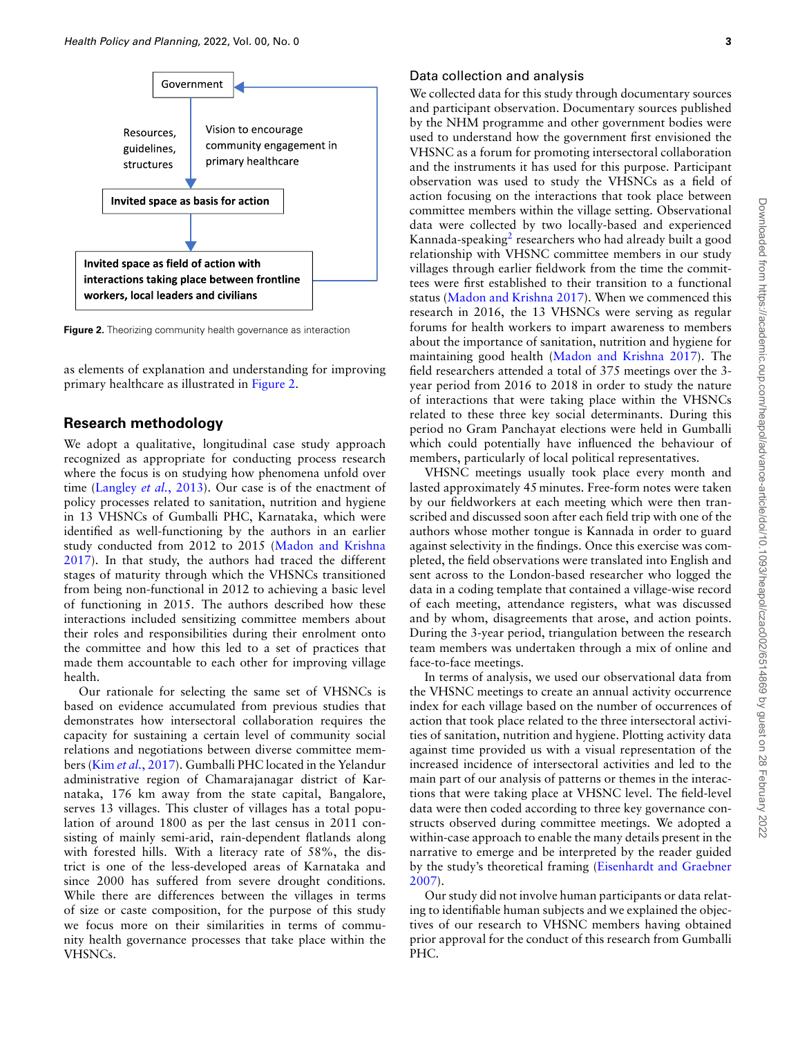Government

Resources, guidelines, structures

Vision to encourage community engagement in primary healthcare

**Invited space as basis for action**

**Invited space as field of action with interactions taking place between frontline workers, local leaders and civilians**

**Figure 2.** Theorizing community health governance as interaction

as elements of explanation and understanding for improving primary healthcare as illustrated in Figure 2.

## Research methodology

We adopt a qualitative, longitudinal case study approach recognized as appropriate for conducting process research where the focus is on studying how phenomena unfold over time (Langley *et al.*, 2013). Our case is of the enactment of policy processes related to sanitation, nutrition and hygiene in 13 VHSNCs of Gumballi PHC, Karnataka, which were identified as well-functioning by the authors in an earlier study conducted from 2012 to 2015 (Madon and Krishna 2017). In that study, the authors had traced the different stages of maturity through which the VHSNCs transitioned from being non-functional in 2012 to achieving a basic level of functioning in 2015. The authors described how these interactions included sensitizing committee members about their roles and responsibilities during their enrolment onto the committee and how this led to a set of practices that made them accountable to each other for improving village health.

Our rationale for selecting the same set of VHSNCs is based on evidence accumulated from previous studies that demonstrates how intersectoral collaboration requires the capacity for sustaining a certain level of community social relations and negotiations between diverse committee members (Kim *et al.*, 2017). Gumballi PHC located in the Yelandur administrative region of Chamarajanagar district of Karnataka, 176 km away from the state capital, Bangalore, serves 13 villages. This cluster of villages has a total population of around 1800 as per the last census in 2011 consisting of mainly semi-arid, rain-dependent flatlands along with forested hills. With a literacy rate of 58%, the district is one of the less-developed areas of Karnataka and since 2000 has suffered from severe drought conditions. While there are differences between the villages in terms of size or caste composition, for the purpose of this study we focus more on their similarities in terms of community health governance processes that take place within the VHSNCs.

### Data collection and analysis

We collected data for this study through documentary sources and participant observation. Documentary sources published by the NHM programme and other government bodies were used to understand how the government first envisioned the VHSNC as a forum for promoting intersectoral collaboration and the instruments it has used for this purpose. Participant observation was used to study the VHSNCs as a field of action focusing on the interactions that took place between committee members within the village setting. Observational data were collected by two locally-based and experienced Kannada-speaking[2] researchers who had already built a good relationship with VHSNC committee members in our study villages through earlier fieldwork from the time the committees were first established to their transition to a functional status (Madon and Krishna 2017). When we commenced this research in 2016, the 13 VHSNCs were serving as regular forums for health workers to impart awareness to members about the importance of sanitation, nutrition and hygiene for maintaining good health (Madon and Krishna 2017). The field researchers attended a total of 375 meetings over the 3-year period from 2016 to 2018 in order to study the nature of interactions that were taking place within the VHSNCs related to these three key social determinants. During this period no Gram Panchayat elections were held in Gumballi which could potentially have influenced the behaviour of members, particularly of local political representatives.

VHSNC meetings usually took place every month and lasted approximately 45 minutes. Free-form notes were taken by our fieldworkers at each meeting which were then transcribed and discussed soon after each field trip with one of the authors whose mother tongue is Kannada in order to guard against selectivity in the findings. Once this exercise was completed, the field observations were translated into English and sent across to the London-based researcher who logged the data in a coding template that contained a village-wise record of each meeting, attendance registers, what was discussed and by whom, disagreements that arose, and action points. During the 3-year period, triangulation between the research team members was undertaken through a mix of online and face-to-face meetings.

In terms of analysis, we used our observational data from the VHSNC meetings to create an annual activity occurrence index for each village based on the number of occurrences of action that took place related to the three intersectoral activities of sanitation, nutrition and hygiene. Plotting activity data against time provided us with a visual representation of the increased incidence of intersectoral activities and led to the main part of our analysis of patterns or themes in the interactions that were taking place at VHSNC level. The field-level data were then coded according to three key governance constructs observed during committee meetings. We adopted a within-case approach to enable the many details present in the narrative to emerge and be interpreted by the reader guided by the study's theoretical framing (Eisenhardt and Graebner 2007).

Our study did not involve human participants or data relating to identifiable human subjects and we explained the objectives of our research to VHSNC members having obtained prior approval for the conduct of this research from Gumballi PHC.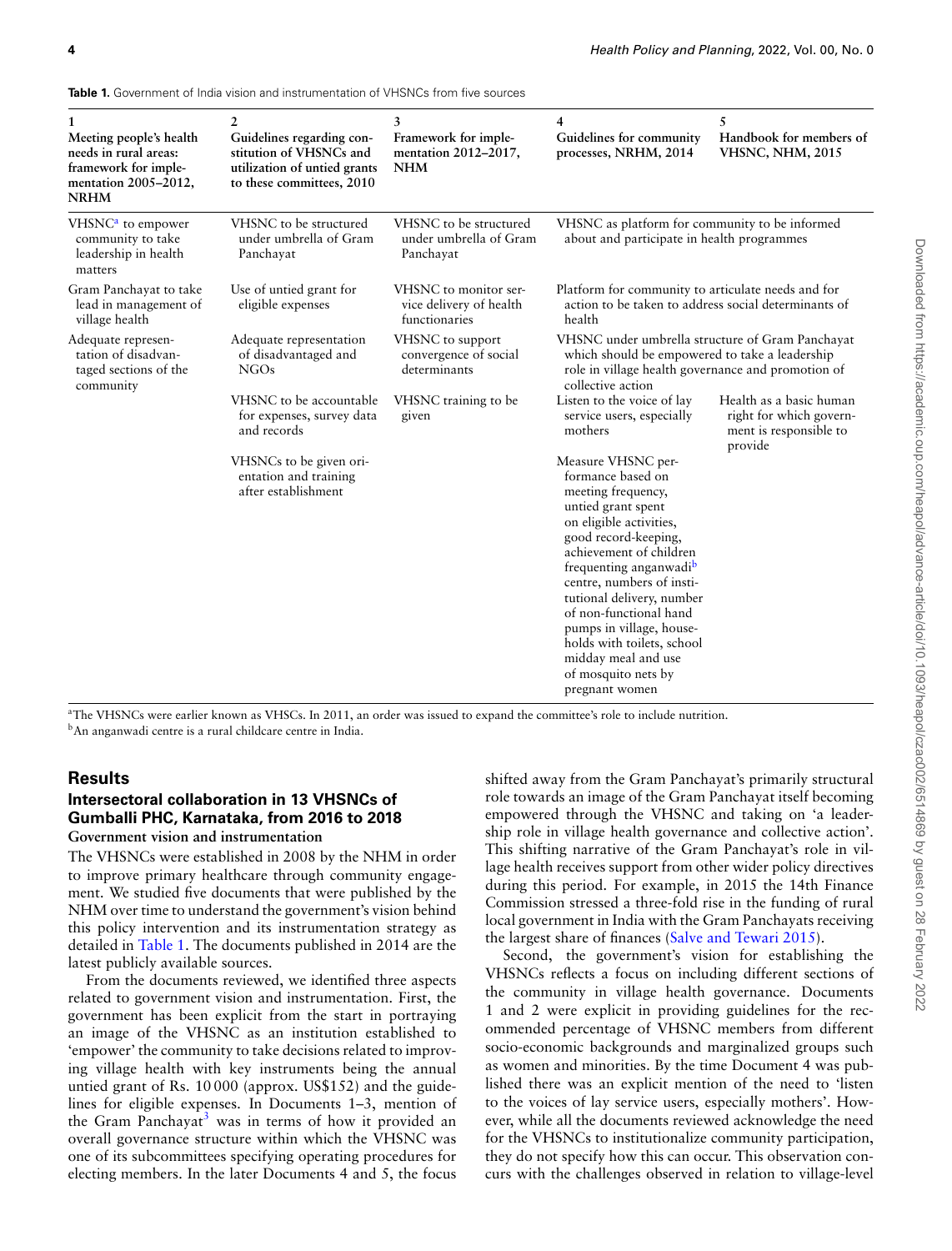**Table 1.** Government of India vision and instrumentation of VHSNCs from five sources

| 1 Meeting people's health needs in rural areas: framework for implementation 2005–2012, NRHM | 2 Guidelines regarding constitution of VHSNCs and utilization of untied grants to these committees, 2010 | 3 Framework for implementation 2012–2017, NHM | 4 Guidelines for community processes, NRHM, 2014 | 5 Handbook for members of VHSNC, NHM, 2015 |
|---|---|---|---|---|
| VHSNC[a] to empower community to take leadership in health matters | VHSNC to be structured under umbrella of Gram Panchayat | VHSNC to be structured under umbrella of Gram Panchayat | VHSNC as platform for community to be informed about and participate in health programmes | |
| Gram Panchayat to take lead in management of village health | Use of untied grant for eligible expenses | VHSNC to monitor service delivery of health functionaries | Platform for community to articulate needs and for action to be taken to address social determinants of health | |
| Adequate representation of disadvantaged sections of the community | Adequate representation of disadvantaged and NGOs | VHSNC to support convergence of social determinants | VHSNC under umbrella structure of Gram Panchayat which should be empowered to take a leadership role in village health governance and promotion of collective action | |
| | VHSNC to be accountable for expenses, survey data and records | VHSNC training to be given | Listen to the voice of lay service users, especially mothers | Health as a basic human right for which government is responsible to provide |
| | VHSNCs to be given orientation and training after establishment | | Measure VHSNC performance based on meeting frequency, untied grant spent on eligible activities, good record-keeping, achievement of children frequenting anganwadi[b] centre, numbers of institutional delivery, number of non-functional hand pumps in village, households with toilets, school midday meal and use of mosquito nets by pregnant women | |

[a]The VHSNCs were earlier known as VHSCs. In 2011, an order was issued to expand the committee's role to include nutrition.
[b]An anganwadi centre is a rural childcare centre in India.

## Results

### Intersectoral collaboration in 13 VHSNCs of Gumballi PHC, Karnataka, from 2016 to 2018

#### Government vision and instrumentation

The VHSNCs were established in 2008 by the NHM in order to improve primary healthcare through community engagement. We studied five documents that were published by the NHM over time to understand the government's vision behind this policy intervention and its instrumentation strategy as detailed in Table 1. The documents published in 2014 are the latest publicly available sources.

From the documents reviewed, we identified three aspects related to government vision and instrumentation. First, the government has been explicit from the start in portraying an image of the VHSNC as an institution established to 'empower' the community to take decisions related to improving village health with key instruments being the annual untied grant of Rs. 10 000 (approx. US$152) and the guidelines for eligible expenses. In Documents 1–3, mention of the Gram Panchayat[3] was in terms of how it provided an overall governance structure within which the VHSNC was one of its subcommittees specifying operating procedures for electing members. In the later Documents 4 and 5, the focus shifted away from the Gram Panchayat's primarily structural role towards an image of the Gram Panchayat itself becoming empowered through the VHSNC and taking on 'a leadership role in village health governance and collective action'. This shifting narrative of the Gram Panchayat's role in village health receives support from other wider policy directives during this period. For example, in 2015 the 14th Finance Commission stressed a three-fold rise in the funding of rural local government in India with the Gram Panchayats receiving the largest share of finances (Salve and Tewari 2015).

Second, the government's vision for establishing the VHSNCs reflects a focus on including different sections of the community in village health governance. Documents 1 and 2 were explicit in providing guidelines for the recommended percentage of VHSNC members from different socio-economic backgrounds and marginalized groups such as women and minorities. By the time Document 4 was published there was an explicit mention of the need to 'listen to the voices of lay service users, especially mothers'. However, while all the documents reviewed acknowledge the need for the VHSNCs to institutionalize community participation, they do not specify how this can occur. This observation concurs with the challenges observed in relation to village-level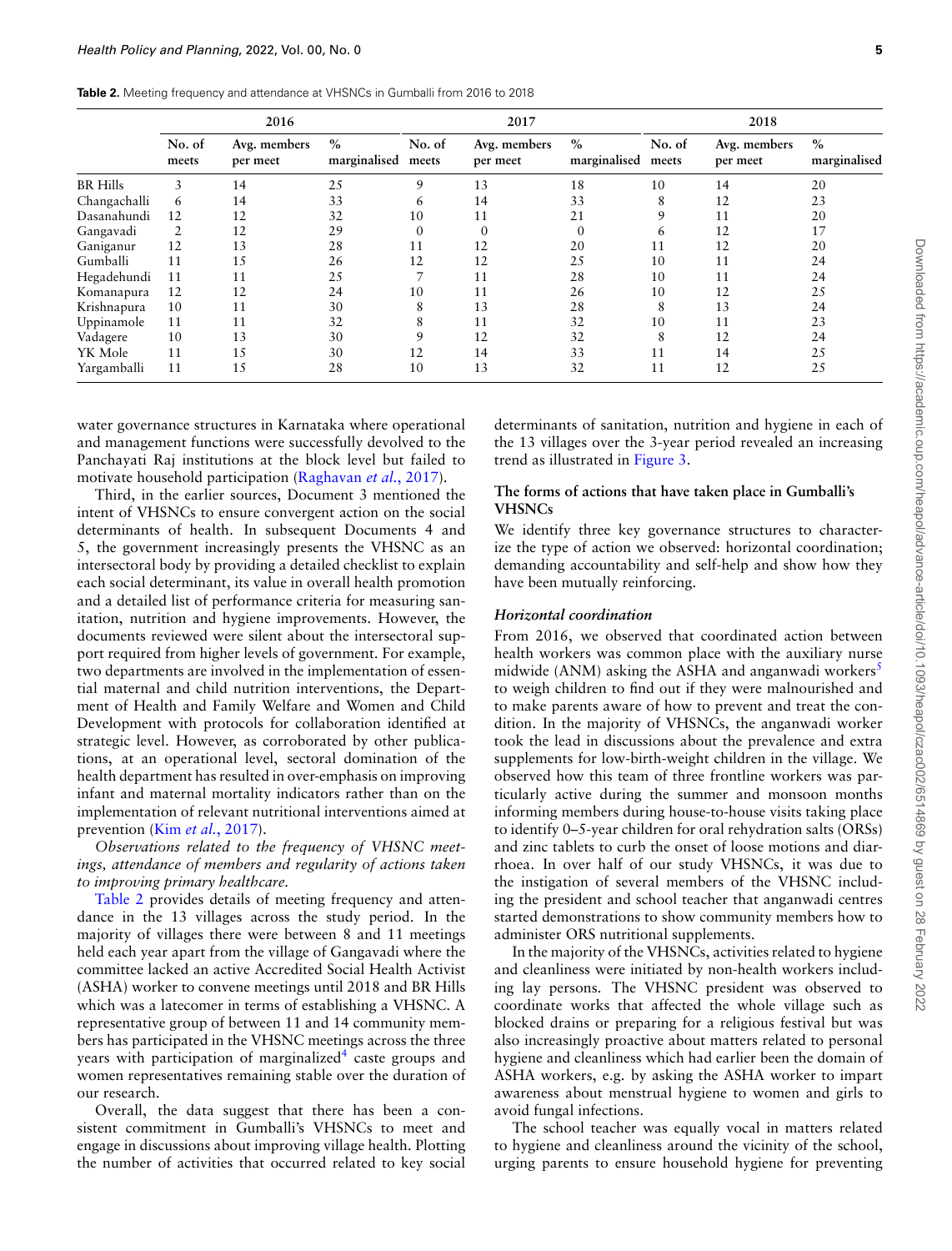**Table 2.** Meeting frequency and attendance at VHSNCs in Gumballi from 2016 to 2018

| | 2016 | | | 2017 | | | 2018 | | |
|---|---|---|---|---|---|---|---|---|---|
| | No. of meets | Avg. members per meet | % marginalised | No. of meets | Avg. members per meet | % marginalised | No. of meets | Avg. members per meet | % marginalised |
| BR Hills | 3 | 14 | 25 | 9 | 13 | 18 | 10 | 14 | 20 |
| Changachalli | 6 | 14 | 33 | 6 | 14 | 33 | 8 | 12 | 23 |
| Dasanahundi | 12 | 12 | 32 | 10 | 11 | 21 | 9 | 11 | 20 |
| Gangavadi | 2 | 12 | 29 | 0 | 0 | 0 | 6 | 12 | 17 |
| Ganiganur | 12 | 13 | 28 | 11 | 12 | 20 | 11 | 12 | 20 |
| Gumballi | 11 | 15 | 26 | 12 | 12 | 25 | 10 | 11 | 24 |
| Hegadehundi | 11 | 11 | 25 | 7 | 11 | 28 | 10 | 11 | 24 |
| Komanapura | 12 | 12 | 24 | 10 | 11 | 26 | 10 | 12 | 25 |
| Krishnapura | 10 | 11 | 30 | 8 | 13 | 28 | 8 | 13 | 24 |
| Uppinamole | 11 | 11 | 32 | 8 | 11 | 32 | 10 | 11 | 23 |
| Vadagere | 10 | 13 | 30 | 9 | 12 | 32 | 8 | 12 | 24 |
| YK Mole | 11 | 15 | 30 | 12 | 14 | 33 | 11 | 14 | 25 |
| Yargamballi | 11 | 15 | 28 | 10 | 13 | 32 | 11 | 12 | 25 |

water governance structures in Karnataka where operational and management functions were successfully devolved to the Panchayati Raj institutions at the block level but failed to motivate household participation (Raghavan *et al.*, 2017).

Third, in the earlier sources, Document 3 mentioned the intent of VHSNCs to ensure convergent action on the social determinants of health. In subsequent Documents 4 and 5, the government increasingly presents the VHSNC as an intersectoral body by providing a detailed checklist to explain each social determinant, its value in overall health promotion and a detailed list of performance criteria for measuring sanitation, nutrition and hygiene improvements. However, the documents reviewed were silent about the intersectoral support required from higher levels of government. For example, two departments are involved in the implementation of essential maternal and child nutrition interventions, the Department of Health and Family Welfare and Women and Child Development with protocols for collaboration identified at strategic level. However, as corroborated by other publications, at an operational level, sectoral domination of the health department has resulted in over-emphasis on improving infant and maternal mortality indicators rather than on the implementation of relevant nutritional interventions aimed at prevention (Kim *et al.*, 2017).

*Observations related to the frequency of VHSNC meetings, attendance of members and regularity of actions taken to improving primary healthcare.*

Table 2 provides details of meeting frequency and attendance in the 13 villages across the study period. In the majority of villages there were between 8 and 11 meetings held each year apart from the village of Gangavadi where the committee lacked an active Accredited Social Health Activist (ASHA) worker to convene meetings until 2018 and BR Hills which was a latecomer in terms of establishing a VHSNC. A representative group of between 11 and 14 community members has participated in the VHSNC meetings across the three years with participation of marginalized[4] caste groups and women representatives remaining stable over the duration of our research.

Overall, the data suggest that there has been a consistent commitment in Gumballi's VHSNCs to meet and engage in discussions about improving village health. Plotting the number of activities that occurred related to key social determinants of sanitation, nutrition and hygiene in each of the 13 villages over the 3-year period revealed an increasing trend as illustrated in Figure 3.

### The forms of actions that have taken place in Gumballi's VHSNCs

We identify three key governance structures to characterize the type of action we observed: horizontal coordination; demanding accountability and self-help and show how they have been mutually reinforcing.

#### *Horizontal coordination*

From 2016, we observed that coordinated action between health workers was common place with the auxiliary nurse midwide (ANM) asking the ASHA and anganwadi workers[5] to weigh children to find out if they were malnourished and to make parents aware of how to prevent and treat the condition. In the majority of VHSNCs, the anganwadi worker took the lead in discussions about the prevalence and extra supplements for low-birth-weight children in the village. We observed how this team of three frontline workers was particularly active during the summer and monsoon months informing members during house-to-house visits taking place to identify 0–5-year children for oral rehydration salts (ORSs) and zinc tablets to curb the onset of loose motions and diarrhoea. In over half of our study VHSNCs, it was due to the instigation of several members of the VHSNC including the president and school teacher that anganwadi centres started demonstrations to show community members how to administer ORS nutritional supplements.

In the majority of the VHSNCs, activities related to hygiene and cleanliness were initiated by non-health workers including lay persons. The VHSNC president was observed to coordinate works that affected the whole village such as blocked drains or preparing for a religious festival but was also increasingly proactive about matters related to personal hygiene and cleanliness which had earlier been the domain of ASHA workers, e.g. by asking the ASHA worker to impart awareness about menstrual hygiene to women and girls to avoid fungal infections.

The school teacher was equally vocal in matters related to hygiene and cleanliness around the vicinity of the school, urging parents to ensure household hygiene for preventing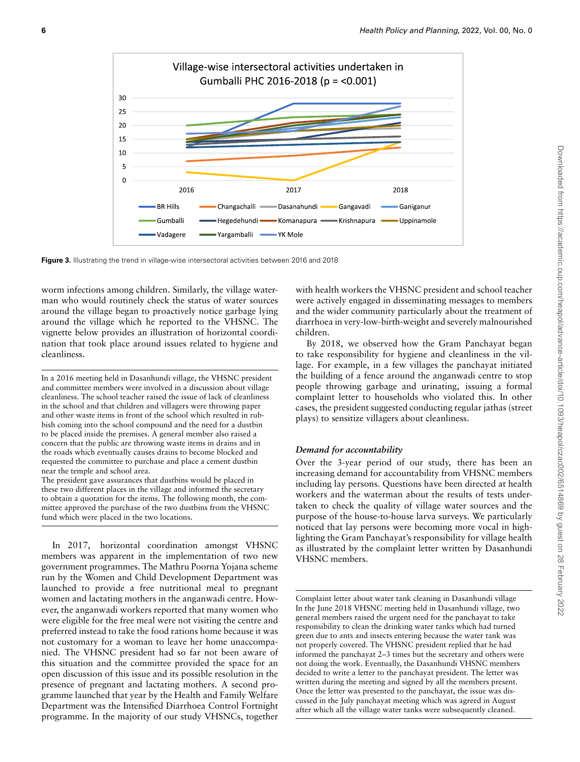**Figure 3.** Illustrating the trend in village-wise intersectoral activities between 2016 and 2018

worm infections among children. Similarly, the village waterman who would routinely check the status of water sources around the village began to proactively notice garbage lying around the village which he reported to the VHSNC. The vignette below provides an illustration of horizontal coordination that took place around issues related to hygiene and cleanliness.

> In a 2016 meeting held in Dasanhundi village, the VHSNC president and committee members were involved in a discussion about village cleanliness. The school teacher raised the issue of lack of cleanliness in the school and that children and villagers were throwing paper and other waste items in front of the school which resulted in rubbish coming into the school compound and the need for a dustbin to be placed inside the premises. A general member also raised a concern that the public are throwing waste items in drains and in the roads which eventually causes drains to become blocked and requested the committee to purchase and place a cement dustbin near the temple and school area.
>
> The president gave assurances that dustbins would be placed in these two different places in the village and informed the secretary to obtain a quotation for the items. The following month, the committee approved the purchase of the two dustbins from the VHSNC fund which were placed in the two locations.

In 2017, horizontal coordination amongst VHSNC members was apparent in the implementation of two new government programmes. The Mathru Poorna Yojana scheme run by the Women and Child Development Department was launched to provide a free nutritional meal to pregnant women and lactating mothers in the anganwadi centre. However, the anganwadi workers reported that many women who were eligible for the free meal were not visiting the centre and preferred instead to take the food rations home because it was not customary for a woman to leave her home unaccompanied. The VHSNC president had so far not been aware of this situation and the committee provided the space for an open discussion of this issue and its possible resolution in the presence of pregnant and lactating mothers. A second programme launched that year by the Health and Family Welfare Department was the Intensified Diarrhoea Control Fortnight programme. In the majority of our study VHSNCs, together with health workers the VHSNC president and school teacher were actively engaged in disseminating messages to members and the wider community particularly about the treatment of diarrhoea in very-low-birth-weight and severely malnourished children.

By 2018, we observed how the Gram Panchayat began to take responsibility for hygiene and cleanliness in the village. For example, in a few villages the panchayat initiated the building of a fence around the anganwadi centre to stop people throwing garbage and urinating, issuing a formal complaint letter to households who violated this. In other cases, the president suggested conducting regular jathas (street plays) to sensitize villagers about cleanliness.

### *Demand for accountability*

Over the 3-year period of our study, there has been an increasing demand for accountability from VHSNC members including lay persons. Questions have been directed at health workers and the waterman about the results of tests undertaken to check the quality of village water sources and the purpose of the house-to-house larva surveys. We particularly noticed that lay persons were becoming more vocal in highlighting the Gram Panchayat's responsibility for village health as illustrated by the complaint letter written by Dasanhundi VHSNC members.

> Complaint letter about water tank cleaning in Dasanhundi village
>
> In the June 2018 VHSNC meeting held in Dasanhundi village, two general members raised the urgent need for the panchayat to take responsibility to clean the drinking water tanks which had turned green due to ants and insects entering because the water tank was not properly covered. The VHSNC president replied that he had informed the panchayat 2–3 times but the secretary and others were not doing the work. Eventually, the Dasanhundi VHSNC members decided to write a letter to the panchayat president. The letter was written during the meeting and signed by all the members present. Once the letter was presented to the panchayat, the issue was discussed in the July panchayat meeting which was agreed in August after which all the village water tanks were subsequently cleaned.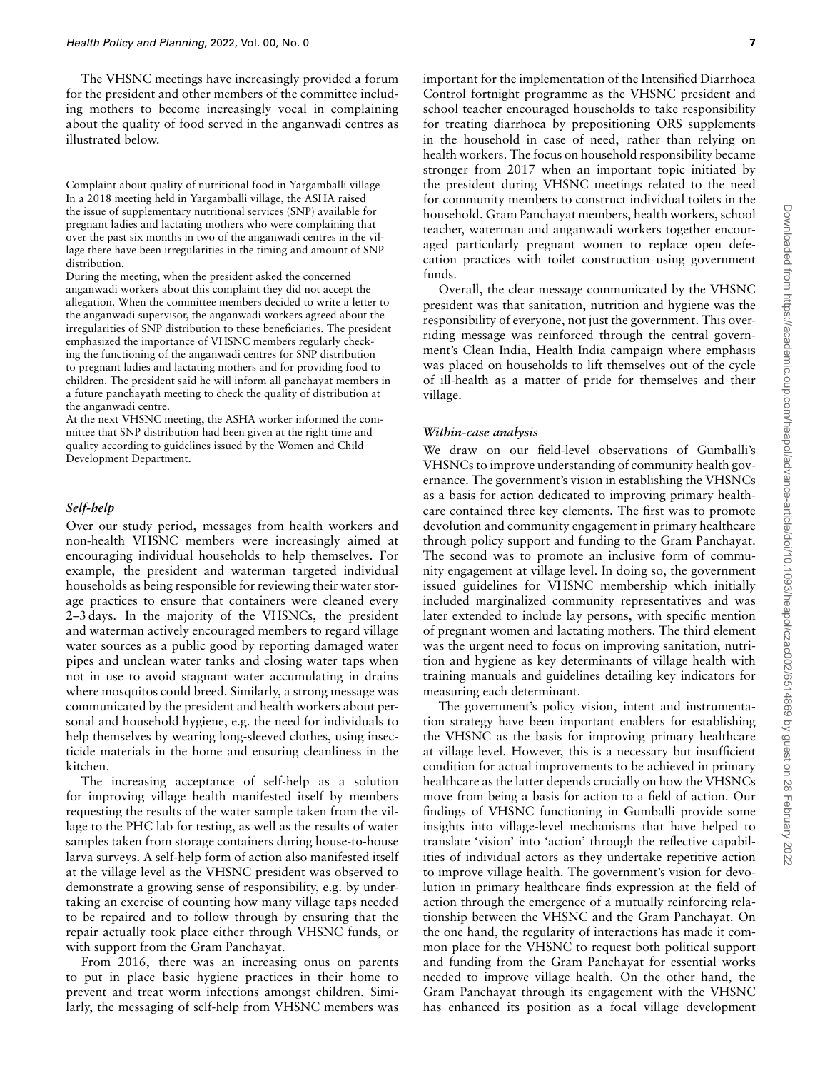The VHSNC meetings have increasingly provided a forum for the president and other members of the committee including mothers to become increasingly vocal in complaining about the quality of food served in the anganwadi centres as illustrated below.

---

Complaint about quality of nutritional food in Yargamballi village

In a 2018 meeting held in Yargamballi village, the ASHA raised the issue of supplementary nutritional services (SNP) available for pregnant ladies and lactating mothers who were complaining that over the past six months in two of the anganwadi centres in the village there have been irregularities in the timing and amount of SNP distribution.

During the meeting, when the president asked the concerned anganwadi workers about this complaint they did not accept the allegation. When the committee members decided to write a letter to the anganwadi supervisor, the anganwadi workers agreed about the irregularities of SNP distribution to these beneficiaries. The president emphasized the importance of VHSNC members regularly checking the functioning of the anganwadi centres for SNP distribution to pregnant ladies and lactating mothers and for providing food to children. The president said he will inform all panchayat members in a future panchayath meeting to check the quality of distribution at the anganwadi centre.

At the next VHSNC meeting, the ASHA worker informed the committee that SNP distribution had been given at the right time and quality according to guidelines issued by the Women and Child Development Department.

---

### *Self-help*

Over our study period, messages from health workers and non-health VHSNC members were increasingly aimed at encouraging individual households to help themselves. For example, the president and waterman targeted individual households as being responsible for reviewing their water storage practices to ensure that containers were cleaned every 2–3 days. In the majority of the VHSNCs, the president and waterman actively encouraged members to regard village water sources as a public good by reporting damaged water pipes and unclean water tanks and closing water taps when not in use to avoid stagnant water accumulating in drains where mosquitos could breed. Similarly, a strong message was communicated by the president and health workers about personal and household hygiene, e.g. the need for individuals to help themselves by wearing long-sleeved clothes, using insecticide materials in the home and ensuring cleanliness in the kitchen.

The increasing acceptance of self-help as a solution for improving village health manifested itself by members requesting the results of the water sample taken from the village to the PHC lab for testing, as well as the results of water samples taken from storage containers during house-to-house larva surveys. A self-help form of action also manifested itself at the village level as the VHSNC president was observed to demonstrate a growing sense of responsibility, e.g. by undertaking an exercise of counting how many village taps needed to be repaired and to follow through by ensuring that the repair actually took place either through VHSNC funds, or with support from the Gram Panchayat.

From 2016, there was an increasing onus on parents to put in place basic hygiene practices in their home to prevent and treat worm infections amongst children. Similarly, the messaging of self-help from VHSNC members was important for the implementation of the Intensified Diarrhoea Control fortnight programme as the VHSNC president and school teacher encouraged households to take responsibility for treating diarrhoea by prepositioning ORS supplements in the household in case of need, rather than relying on health workers. The focus on household responsibility became stronger from 2017 when an important topic initiated by the president during VHSNC meetings related to the need for community members to construct individual toilets in the household. Gram Panchayat members, health workers, school teacher, waterman and anganwadi workers together encouraged particularly pregnant women to replace open defecation practices with toilet construction using government funds.

Overall, the clear message communicated by the VHSNC president was that sanitation, nutrition and hygiene was the responsibility of everyone, not just the government. This overriding message was reinforced through the central government's Clean India, Health India campaign where emphasis was placed on households to lift themselves out of the cycle of ill-health as a matter of pride for themselves and their village.

### *Within-case analysis*

We draw on our field-level observations of Gumballi's VHSNCs to improve understanding of community health governance. The government's vision in establishing the VHSNCs as a basis for action dedicated to improving primary healthcare contained three key elements. The first was to promote devolution and community engagement in primary healthcare through policy support and funding to the Gram Panchayat. The second was to promote an inclusive form of community engagement at village level. In doing so, the government issued guidelines for VHSNC membership which initially included marginalized community representatives and was later extended to include lay persons, with specific mention of pregnant women and lactating mothers. The third element was the urgent need to focus on improving sanitation, nutrition and hygiene as key determinants of village health with training manuals and guidelines detailing key indicators for measuring each determinant.

The government's policy vision, intent and instrumentation strategy have been important enablers for establishing the VHSNC as the basis for improving primary healthcare at village level. However, this is a necessary but insufficient condition for actual improvements to be achieved in primary healthcare as the latter depends crucially on how the VHSNCs move from being a basis for action to a field of action. Our findings of VHSNC functioning in Gumballi provide some insights into village-level mechanisms that have helped to translate 'vision' into 'action' through the reflective capabilities of individual actors as they undertake repetitive action to improve village health. The government's vision for devolution in primary healthcare finds expression at the field of action through the emergence of a mutually reinforcing relationship between the VHSNC and the Gram Panchayat. On the one hand, the regularity of interactions has made it common place for the VHSNC to request both political support and funding from the Gram Panchayat for essential works needed to improve village health. On the other hand, the Gram Panchayat through its engagement with the VHSNC has enhanced its position as a focal village development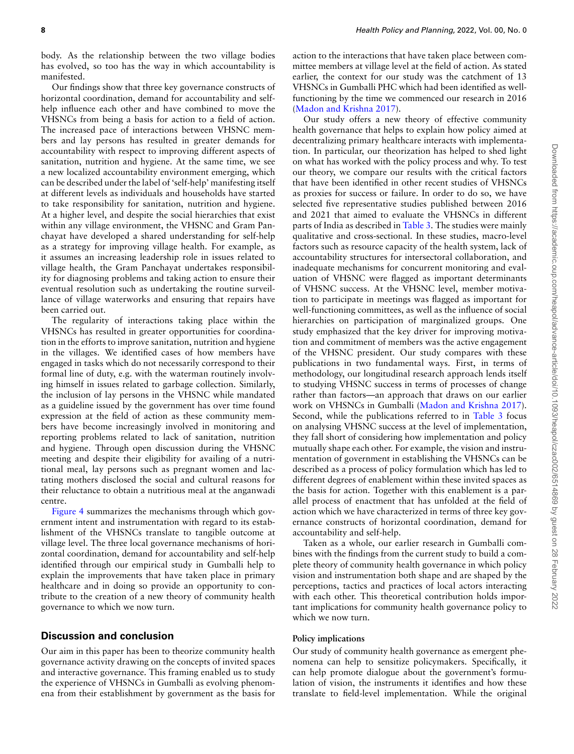body. As the relationship between the two village bodies has evolved, so too has the way in which accountability is manifested.

Our findings show that three key governance constructs of horizontal coordination, demand for accountability and self-help influence each other and have combined to move the VHSNCs from being a basis for action to a field of action. The increased pace of interactions between VHSNC members and lay persons has resulted in greater demands for accountability with respect to improving different aspects of sanitation, nutrition and hygiene. At the same time, we see a new localized accountability environment emerging, which can be described under the label of 'self-help' manifesting itself at different levels as individuals and households have started to take responsibility for sanitation, nutrition and hygiene. At a higher level, and despite the social hierarchies that exist within any village environment, the VHSNC and Gram Panchayat have developed a shared understanding for self-help as a strategy for improving village health. For example, as it assumes an increasing leadership role in issues related to village health, the Gram Panchayat undertakes responsibility for diagnosing problems and taking action to ensure their eventual resolution such as undertaking the routine surveillance of village waterworks and ensuring that repairs have been carried out.

The regularity of interactions taking place within the VHSNCs has resulted in greater opportunities for coordination in the efforts to improve sanitation, nutrition and hygiene in the villages. We identified cases of how members have engaged in tasks which do not necessarily correspond to their formal line of duty, e.g. with the waterman routinely involving himself in issues related to garbage collection. Similarly, the inclusion of lay persons in the VHSNC while mandated as a guideline issued by the government has over time found expression at the field of action as these community members have become increasingly involved in monitoring and reporting problems related to lack of sanitation, nutrition and hygiene. Through open discussion during the VHSNC meeting and despite their eligibility for availing of a nutritional meal, lay persons such as pregnant women and lactating mothers disclosed the social and cultural reasons for their reluctance to obtain a nutritious meal at the anganwadi centre.

Figure 4 summarizes the mechanisms through which government intent and instrumentation with regard to its establishment of the VHSNCs translate to tangible outcome at village level. The three local governance mechanisms of horizontal coordination, demand for accountability and self-help identified through our empirical study in Gumballi help to explain the improvements that have taken place in primary healthcare and in doing so provide an opportunity to contribute to the creation of a new theory of community health governance to which we now turn.

## Discussion and conclusion

Our aim in this paper has been to theorize community health governance activity drawing on the concepts of invited spaces and interactive governance. This framing enabled us to study the experience of VHSNCs in Gumballi as evolving phenomena from their establishment by government as the basis for action to the interactions that have taken place between committee members at village level at the field of action. As stated earlier, the context for our study was the catchment of 13 VHSNCs in Gumballi PHC which had been identified as well-functioning by the time we commenced our research in 2016 (Madon and Krishna 2017).

Our study offers a new theory of effective community health governance that helps to explain how policy aimed at decentralizing primary healthcare interacts with implementation. In particular, our theorization has helped to shed light on what has worked with the policy process and why. To test our theory, we compare our results with the critical factors that have been identified in other recent studies of VHSNCs as proxies for success or failure. In order to do so, we have selected five representative studies published between 2016 and 2021 that aimed to evaluate the VHSNCs in different parts of India as described in Table 3. The studies were mainly qualitative and cross-sectional. In these studies, macro-level factors such as resource capacity of the health system, lack of accountability structures for intersectoral collaboration, and inadequate mechanisms for concurrent monitoring and evaluation of VHSNC were flagged as important determinants of VHSNC success. At the VHSNC level, member motivation to participate in meetings was flagged as important for well-functioning committees, as well as the influence of social hierarchies on participation of marginalized groups. One study emphasized that the key driver for improving motivation and commitment of members was the active engagement of the VHSNC president. Our study compares with these publications in two fundamental ways. First, in terms of methodology, our longitudinal research approach lends itself to studying VHSNC success in terms of processes of change rather than factors—an approach that draws on our earlier work on VHSNCs in Gumballi (Madon and Krishna 2017). Second, while the publications referred to in Table 3 focus on analysing VHSNC success at the level of implementation, they fall short of considering how implementation and policy mutually shape each other. For example, the vision and instrumentation of government in establishing the VHSNCs can be described as a process of policy formulation which has led to different degrees of enablement within these invited spaces as the basis for action. Together with this enablement is a parallel process of enactment that has unfolded at the field of action which we have characterized in terms of three key governance constructs of horizontal coordination, demand for accountability and self-help.

Taken as a whole, our earlier research in Gumballi combines with the findings from the current study to build a complete theory of community health governance in which policy vision and instrumentation both shape and are shaped by the perceptions, tactics and practices of local actors interacting with each other. This theoretical contribution holds important implications for community health governance policy to which we now turn.

### Policy implications

Our study of community health governance as emergent phenomena can help to sensitize policymakers. Specifically, it can help promote dialogue about the government's formulation of vision, the instruments it identifies and how these translate to field-level implementation. While the original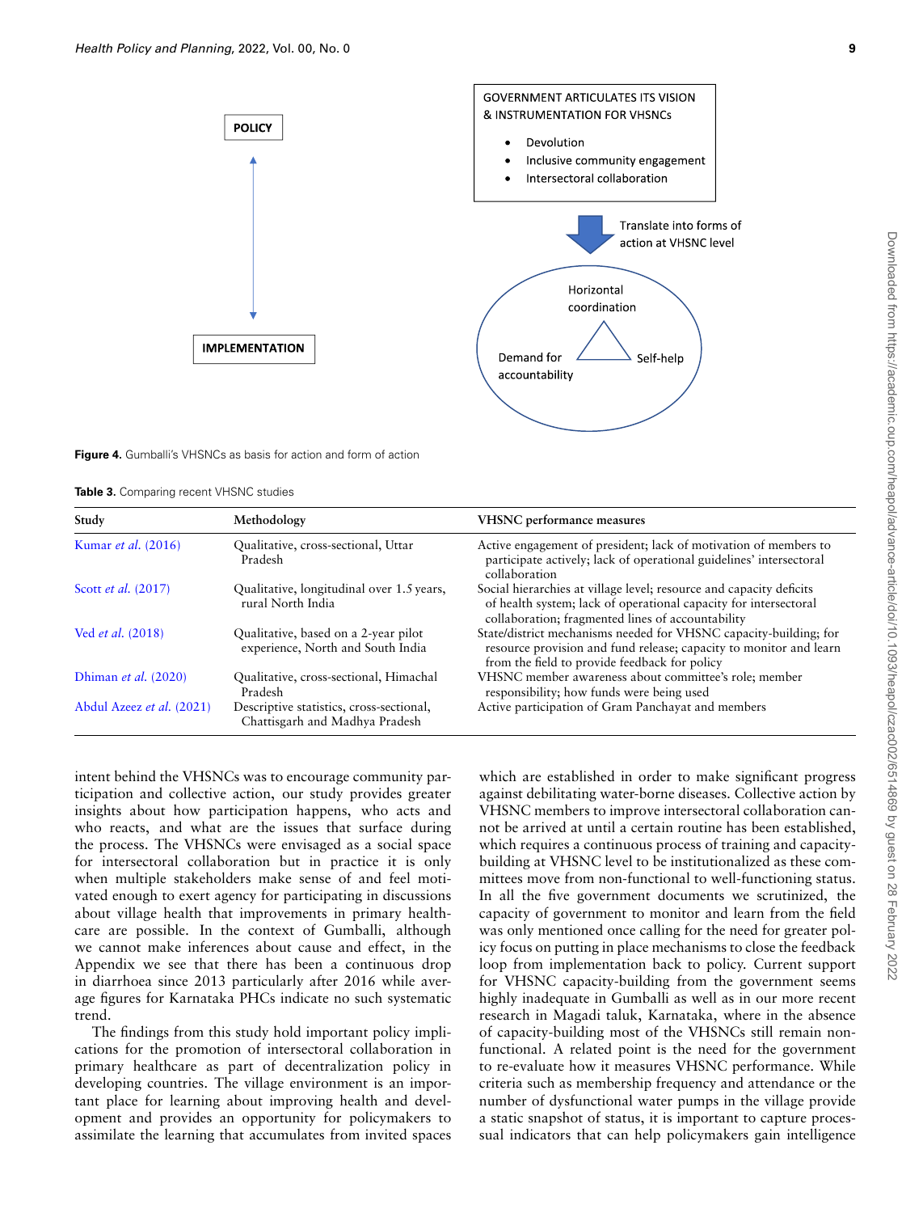POLICY

IMPLEMENTATION

GOVERNMENT ARTICULATES ITS VISION & INSTRUMENTATION FOR VHSNCs

- Devolution
- Inclusive community engagement
- Intersectoral collaboration

Translate into forms of action at VHSNC level

Horizontal coordination

Demand for accountability

Self-help

**Figure 4.** Gumballi's VHSNCs as basis for action and form of action

**Table 3.** Comparing recent VHSNC studies

| Study | Methodology | VHSNC performance measures |
| --- | --- | --- |
| Kumar *et al.* (2016) | Qualitative, cross-sectional, Uttar Pradesh | Active engagement of president; lack of motivation of members to participate actively; lack of operational guidelines' intersectoral collaboration |
| Scott *et al.* (2017) | Qualitative, longitudinal over 1.5 years, rural North India | Social hierarchies at village level; resource and capacity deficits of health system; lack of operational capacity for intersectoral collaboration; fragmented lines of accountability |
| Ved *et al.* (2018) | Qualitative, based on a 2-year pilot experience, North and South India | State/district mechanisms needed for VHSNC capacity-building; for resource provision and fund release; capacity to monitor and learn from the field to provide feedback for policy |
| Dhiman *et al.* (2020) | Qualitative, cross-sectional, Himachal Pradesh | VHSNC member awareness about committee's role; member responsibility; how funds were being used |
| Abdul Azeez *et al.* (2021) | Descriptive statistics, cross-sectional, Chattisgarh and Madhya Pradesh | Active participation of Gram Panchayat and members |

intent behind the VHSNCs was to encourage community participation and collective action, our study provides greater insights about how participation happens, who acts and who reacts, and what are the issues that surface during the process. The VHSNCs were envisaged as a social space for intersectoral collaboration but in practice it is only when multiple stakeholders make sense of and feel motivated enough to exert agency for participating in discussions about village health that improvements in primary healthcare are possible. In the context of Gumballi, although we cannot make inferences about cause and effect, in the Appendix we see that there has been a continuous drop in diarrhoea since 2013 particularly after 2016 while average figures for Karnataka PHCs indicate no such systematic trend.

The findings from this study hold important policy implications for the promotion of intersectoral collaboration in primary healthcare as part of decentralization policy in developing countries. The village environment is an important place for learning about improving health and development and provides an opportunity for policymakers to assimilate the learning that accumulates from invited spaces which are established in order to make significant progress against debilitating water-borne diseases. Collective action by VHSNC members to improve intersectoral collaboration cannot be arrived at until a certain routine has been established, which requires a continuous process of training and capacity-building at VHSNC level to be institutionalized as these committees move from non-functional to well-functioning status. In all the five government documents we scrutinized, the capacity of government to monitor and learn from the field was only mentioned once calling for the need for greater policy focus on putting in place mechanisms to close the feedback loop from implementation back to policy. Current support for VHSNC capacity-building from the government seems highly inadequate in Gumballi as well as in our more recent research in Magadi taluk, Karnataka, where in the absence of capacity-building most of the VHSNCs still remain non-functional. A related point is the need for the government to re-evaluate how it measures VHSNC performance. While criteria such as membership frequency and attendance or the number of dysfunctional water pumps in the village provide a static snapshot of status, it is important to capture processual indicators that can help policymakers gain intelligence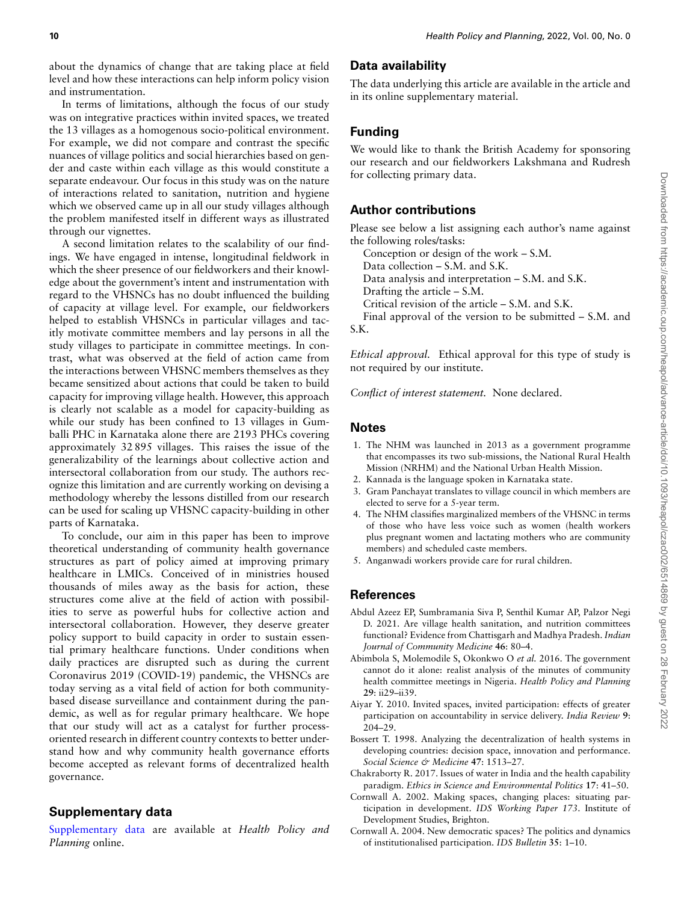about the dynamics of change that are taking place at field level and how these interactions can help inform policy vision and instrumentation.

In terms of limitations, although the focus of our study was on integrative practices within invited spaces, we treated the 13 villages as a homogenous socio-political environment. For example, we did not compare and contrast the specific nuances of village politics and social hierarchies based on gender and caste within each village as this would constitute a separate endeavour. Our focus in this study was on the nature of interactions related to sanitation, nutrition and hygiene which we observed came up in all our study villages although the problem manifested itself in different ways as illustrated through our vignettes.

A second limitation relates to the scalability of our findings. We have engaged in intense, longitudinal fieldwork in which the sheer presence of our fieldworkers and their knowledge about the government's intent and instrumentation with regard to the VHSNCs has no doubt influenced the building of capacity at village level. For example, our fieldworkers helped to establish VHSNCs in particular villages and tacitly motivate committee members and lay persons in all the study villages to participate in committee meetings. In contrast, what was observed at the field of action came from the interactions between VHSNC members themselves as they became sensitized about actions that could be taken to build capacity for improving village health. However, this approach is clearly not scalable as a model for capacity-building as while our study has been confined to 13 villages in Gumballi PHC in Karnataka alone there are 2193 PHCs covering approximately 32 895 villages. This raises the issue of the generalizability of the learnings about collective action and intersectoral collaboration from our study. The authors recognize this limitation and are currently working on devising a methodology whereby the lessons distilled from our research can be used for scaling up VHSNC capacity-building in other parts of Karnataka.

To conclude, our aim in this paper has been to improve theoretical understanding of community health governance structures as part of policy aimed at improving primary healthcare in LMICs. Conceived of in ministries housed thousands of miles away as the basis for action, these structures come alive at the field of action with possibilities to serve as powerful hubs for collective action and intersectoral collaboration. However, they deserve greater policy support to build capacity in order to sustain essential primary healthcare functions. Under conditions when daily practices are disrupted such as during the current Coronavirus 2019 (COVID-19) pandemic, the VHSNCs are today serving as a vital field of action for both community-based disease surveillance and containment during the pandemic, as well as for regular primary healthcare. We hope that our study will act as a catalyst for further process-oriented research in different country contexts to better understand how and why community health governance efforts become accepted as relevant forms of decentralized health governance.

## Supplementary data

Supplementary data are available at *Health Policy and Planning* online.

## Data availability

The data underlying this article are available in the article and in its online supplementary material.

## Funding

We would like to thank the British Academy for sponsoring our research and our fieldworkers Lakshmana and Rudresh for collecting primary data.

## Author contributions

Please see below a list assigning each author's name against the following roles/tasks:

Conception or design of the work – S.M.
Data collection – S.M. and S.K.
Data analysis and interpretation – S.M. and S.K.
Drafting the article – S.M.
Critical revision of the article – S.M. and S.K.
Final approval of the version to be submitted – S.M. and S.K.

*Ethical approval.* Ethical approval for this type of study is not required by our institute.

*Conflict of interest statement.* None declared.

## Notes

1. The NHM was launched in 2013 as a government programme that encompasses its two sub-missions, the National Rural Health Mission (NRHM) and the National Urban Health Mission.
2. Kannada is the language spoken in Karnataka state.
3. Gram Panchayat translates to village council in which members are elected to serve for a 5-year term.
4. The NHM classifies marginalized members of the VHSNC in terms of those who have less voice such as women (health workers plus pregnant women and lactating mothers who are community members) and scheduled caste members.
5. Anganwadi workers provide care for rural children.

## References

Abdul Azeez EP, Sumbramania Siva P, Senthil Kumar AP, Palzor Negi D. 2021. Are village health sanitation, and nutrition committees functional? Evidence from Chattisgarh and Madhya Pradesh. *Indian Journal of Community Medicine* **46**: 80–4.

Abimbola S, Molemodile S, Okonkwo O *et al.* 2016. The government cannot do it alone: realist analysis of the minutes of community health committee meetings in Nigeria. *Health Policy and Planning* **29**: ii29–ii39.

Aiyar Y. 2010. Invited spaces, invited participation: effects of greater participation on accountability in service delivery. *India Review* **9**: 204–29.

Bossert T. 1998. Analyzing the decentralization of health systems in developing countries: decision space, innovation and performance. *Social Science & Medicine* **47**: 1513–27.

Chakraborty R. 2017. Issues of water in India and the health capability paradigm. *Ethics in Science and Environmental Politics* **17**: 41–50.

Cornwall A. 2002. Making spaces, changing places: situating participation in development. *IDS Working Paper 173*. Institute of Development Studies, Brighton.

Cornwall A. 2004. New democratic spaces? The politics and dynamics of institutionalised participation. *IDS Bulletin* **35**: 1–10.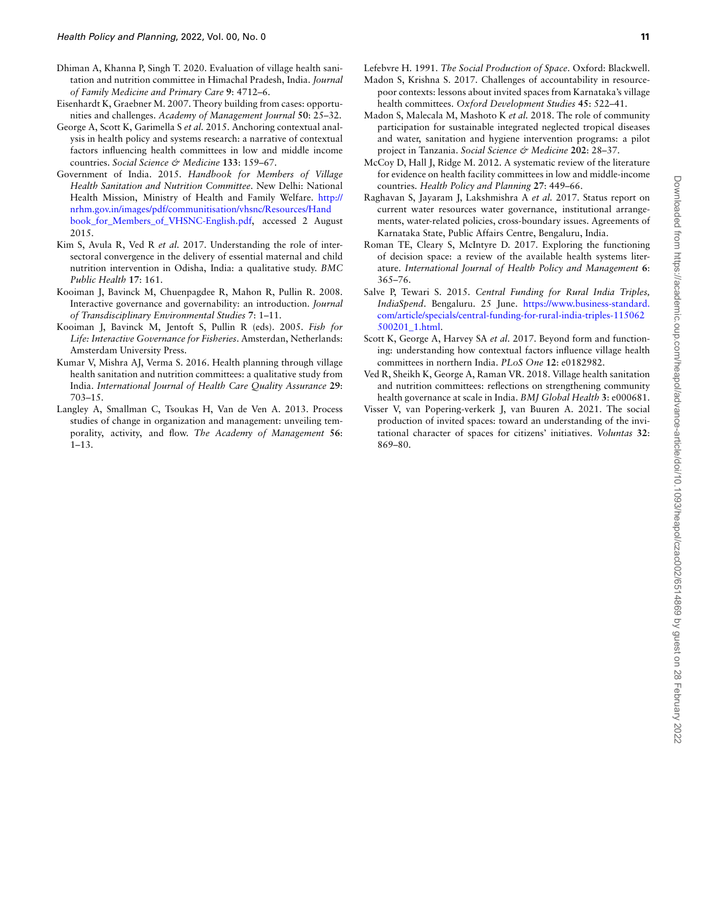Dhiman A, Khanna P, Singh T. 2020. Evaluation of village health sanitation and nutrition committee in Himachal Pradesh, India. *Journal of Family Medicine and Primary Care* **9**: 4712–6.

Eisenhardt K, Graebner M. 2007. Theory building from cases: opportunities and challenges. *Academy of Management Journal* **50**: 25–32.

George A, Scott K, Garimella S *et al.* 2015. Anchoring contextual analysis in health policy and systems research: a narrative of contextual factors influencing health committees in low and middle income countries. *Social Science & Medicine* **133**: 159–67.

Government of India. 2015. *Handbook for Members of Village Health Sanitation and Nutrition Committee*. New Delhi: National Health Mission, Ministry of Health and Family Welfare. http://nrhm.gov.in/images/pdf/communitisation/vhsnc/Resources/Handbook_for_Members_of_VHSNC-English.pdf, accessed 2 August 2015.

Kim S, Avula R, Ved R *et al.* 2017. Understanding the role of intersectoral convergence in the delivery of essential maternal and child nutrition intervention in Odisha, India: a qualitative study. *BMC Public Health* **17**: 161.

Kooiman J, Bavinck M, Chuenpagdee R, Mahon R, Pullin R. 2008. Interactive governance and governability: an introduction. *Journal of Transdisciplinary Environmental Studies* **7**: 1–11.

Kooiman J, Bavinck M, Jentoft S, Pullin R (eds). 2005. *Fish for Life: Interactive Governance for Fisheries*. Amsterdan, Netherlands: Amsterdam University Press.

Kumar V, Mishra AJ, Verma S. 2016. Health planning through village health sanitation and nutrition committees: a qualitative study from India. *International Journal of Health Care Quality Assurance* **29**: 703–15.

Langley A, Smallman C, Tsoukas H, Van de Ven A. 2013. Process studies of change in organization and management: unveiling temporality, activity, and flow. *The Academy of Management* **56**: 1–13.

Lefebvre H. 1991. *The Social Production of Space*. Oxford: Blackwell.

Madon S, Krishna S. 2017. Challenges of accountability in resource-poor contexts: lessons about invited spaces from Karnataka's village health committees. *Oxford Development Studies* **45**: 522–41.

Madon S, Malecala M, Mashoto K *et al.* 2018. The role of community participation for sustainable integrated neglected tropical diseases and water, sanitation and hygiene intervention programs: a pilot project in Tanzania. *Social Science & Medicine* **202**: 28–37.

McCoy D, Hall J, Ridge M. 2012. A systematic review of the literature for evidence on health facility committees in low and middle-income countries. *Health Policy and Planning* **27**: 449–66.

Raghavan S, Jayaram J, Lakshmishra A *et al.* 2017. Status report on current water resources water governance, institutional arrangements, water-related policies, cross-boundary issues. Agreements of Karnataka State, Public Affairs Centre, Bengaluru, India.

Roman TE, Cleary S, McIntyre D. 2017. Exploring the functioning of decision space: a review of the available health systems literature. *International Journal of Health Policy and Management* **6**: 365–76.

Salve P, Tewari S. 2015. *Central Funding for Rural India Triples, IndiaSpend*. Bengaluru. 25 June. https://www.business-standard.com/article/specials/central-funding-for-rural-india-triples-115062500201_1.html.

Scott K, George A, Harvey SA *et al.* 2017. Beyond form and functioning: understanding how contextual factors influence village health committees in northern India. *PLoS One* **12**: e0182982.

Ved R, Sheikh K, George A, Raman VR. 2018. Village health sanitation and nutrition committees: reflections on strengthening community health governance at scale in India. *BMJ Global Health* **3**: e000681.

Visser V, van Popering-verkerk J, van Buuren A. 2021. The social production of invited spaces: toward an understanding of the invitational character of spaces for citizens' initiatives. *Voluntas* **32**: 869–80.